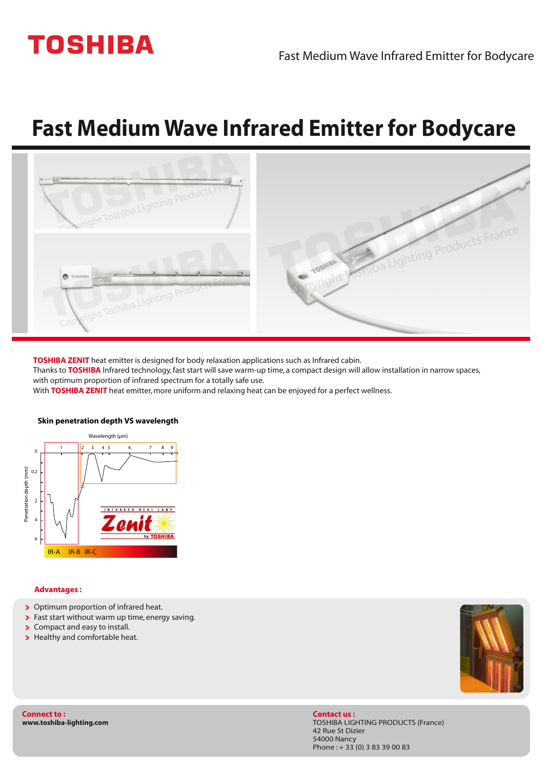# Fast Medium Wave Infrared Emitter for Bodycare

**TOSHIBA ZENIT** heat emitter is designed for body relaxation applications such as Infrared cabin.
Thanks to **TOSHIBA** Infrared technology, fast start will save warm-up time, a compact design will allow installation in narrow spaces, with optimum proportion of infrared spectrum for a totally safe use.
With **TOSHIBA ZENIT** heat emitter, more uniform and relaxing heat can be enjoyed for a perfect wellness.

**Skin penetration depth VS wavelength**

### Advantages :

- Optimum proportion of infrared heat.
- Fast start without warm up time, energy saving.
- Compact and easy to install.
- Healthy and comfortable heat.

**Connect to :**
**www.toshiba-lighting.com**

**Contact us :**
TOSHIBA LIGHTING PRODUCTS (France)
42 Rue St Dizier
54000 Nancy
Phone : + 33 (0) 3 83 39 00 83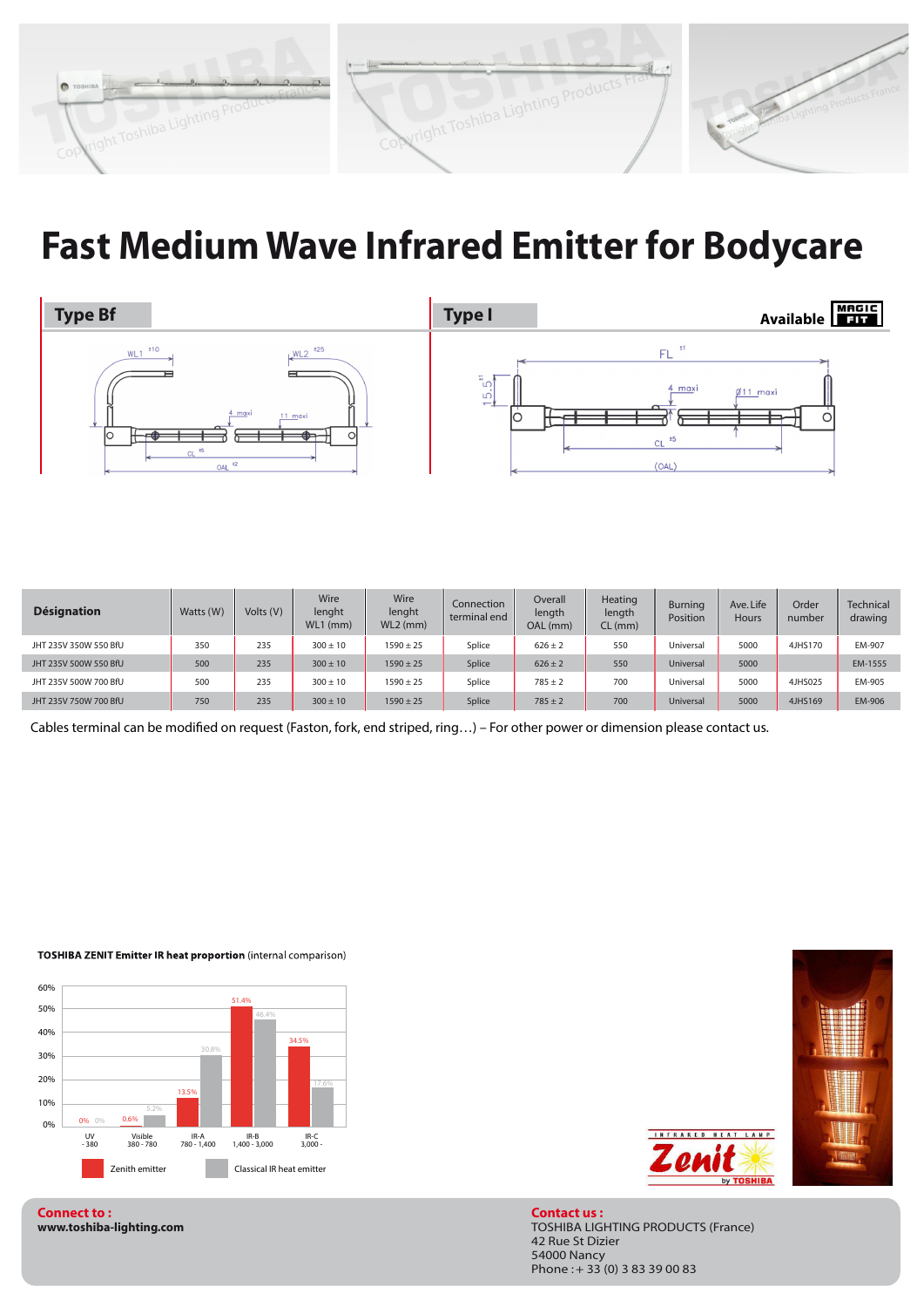# Fast Medium Wave Infrared Emitter for Bodycare

## Type Bf

WL1 ±10
WL2 ±25
4 maxi
11 maxi
CL ±5
OAL ±2

## Type I

Available MAGIC FIT

FL ±1
15.5 ±1
4 maxi
Ø11 maxi
CL ±5
(OAL)

| Désignation | Watts (W) | Volts (V) | Wire lenght WL1 (mm) | Wire lenght WL2 (mm) | Connection terminal end | Overall length OAL (mm) | Heating length CL (mm) | Burning Position | Ave. Life Hours | Order number | Technical drawing |
|---|---|---|---|---|---|---|---|---|---|---|---|
| JHT 235V 350W 550 BfU | 350 | 235 | 300 ± 10 | 1590 ± 25 | Splice | 626 ± 2 | 550 | Universal | 5000 | 4JHS170 | EM-907 |
| JHT 235V 500W 550 BfU | 500 | 235 | 300 ± 10 | 1590 ± 25 | Splice | 626 ± 2 | 550 | Universal | 5000 | | EM-1555 |
| JHT 235V 500W 700 BfU | 500 | 235 | 300 ± 10 | 1590 ± 25 | Splice | 785 ± 2 | 700 | Universal | 5000 | 4JHS025 | EM-905 |
| JHT 235V 750W 700 BfU | 750 | 235 | 300 ± 10 | 1590 ± 25 | Splice | 785 ± 2 | 700 | Universal | 5000 | 4JHS169 | EM-906 |

Cables terminal can be modified on request (Faston, fork, end striped, ring…) – For other power or dimension please contact us.

**TOSHIBA ZENIT Emitter IR heat proportion** (internal comparison)

60%
50%
40%
30%
20%
10%
0%

0% 0%
0.6% 5.2%
13.5% 30.8%
51.4% 46.4%
34.5% 17.6%

UV - 380
Visible 380 - 780
IR-A 780 - 1,400
IR-B 1,400 - 3,000
IR-C 3,000 -

Zenith emitter
Classical IR heat emitter

INFRARED HEAT LAMP
Zenit by TOSHIBA

**Connect to :**
**www.toshiba-lighting.com**

**Contact us :**
TOSHIBA LIGHTING PRODUCTS (France)
42 Rue St Dizier
54000 Nancy
Phone : + 33 (0) 3 83 39 00 83